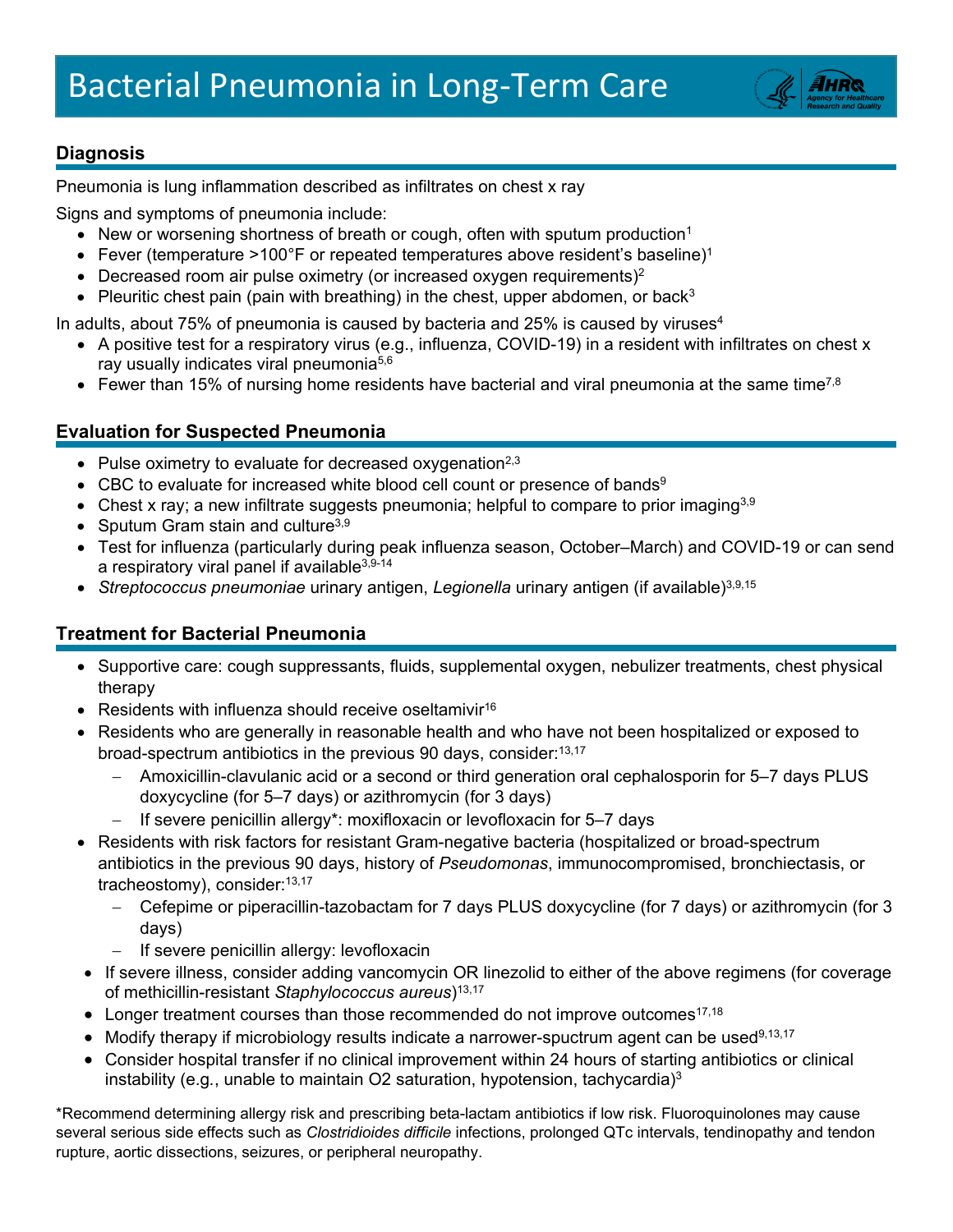# Bacterial Pneumonia in Long-Term Care

## Diagnosis

Pneumonia is lung inflammation described as infiltrates on chest x ray

Signs and symptoms of pneumonia include:

- New or worsening shortness of breath or cough, often with sputum production[1]
- Fever (temperature >100°F or repeated temperatures above resident's baseline)[1]
- Decreased room air pulse oximetry (or increased oxygen requirements)[2]
- Pleuritic chest pain (pain with breathing) in the chest, upper abdomen, or back[3]

In adults, about 75% of pneumonia is caused by bacteria and 25% is caused by viruses[4]

- A positive test for a respiratory virus (e.g., influenza, COVID-19) in a resident with infiltrates on chest x ray usually indicates viral pneumonia[5,6]
- Fewer than 15% of nursing home residents have bacterial and viral pneumonia at the same time[7,8]

## Evaluation for Suspected Pneumonia

- Pulse oximetry to evaluate for decreased oxygenation[2,3]
- CBC to evaluate for increased white blood cell count or presence of bands[9]
- Chest x ray; a new infiltrate suggests pneumonia; helpful to compare to prior imaging[3,9]
- Sputum Gram stain and culture[3,9]
- Test for influenza (particularly during peak influenza season, October–March) and COVID-19 or can send a respiratory viral panel if available[3,9-14]
- *Streptococcus pneumoniae* urinary antigen, *Legionella* urinary antigen (if available)[3,9,15]

## Treatment for Bacterial Pneumonia

- Supportive care: cough suppressants, fluids, supplemental oxygen, nebulizer treatments, chest physical therapy
- Residents with influenza should receive oseltamivir[16]
- Residents who are generally in reasonable health and who have not been hospitalized or exposed to broad-spectrum antibiotics in the previous 90 days, consider:[13,17]
  - Amoxicillin-clavulanic acid or a second or third generation oral cephalosporin for 5–7 days PLUS doxycycline (for 5–7 days) or azithromycin (for 3 days)
  - If severe penicillin allergy*: moxifloxacin or levofloxacin for 5–7 days
- Residents with risk factors for resistant Gram-negative bacteria (hospitalized or broad-spectrum antibiotics in the previous 90 days, history of *Pseudomonas*, immunocompromised, bronchiectasis, or tracheostomy), consider:[13,17]
  - Cefepime or piperacillin-tazobactam for 7 days PLUS doxycycline (for 7 days) or azithromycin (for 3 days)
  - If severe penicillin allergy: levofloxacin
- If severe illness, consider adding vancomycin OR linezolid to either of the above regimens (for coverage of methicillin-resistant *Staphylococcus aureus*)[13,17]
- Longer treatment courses than those recommended do not improve outcomes[17,18]
- Modify therapy if microbiology results indicate a narrower-spuctrum agent can be used[9,13,17]
- Consider hospital transfer if no clinical improvement within 24 hours of starting antibiotics or clinical instability (e.g., unable to maintain O2 saturation, hypotension, tachycardia)[3]

*Recommend determining allergy risk and prescribing beta-lactam antibiotics if low risk. Fluoroquinolones may cause several serious side effects such as *Clostridioides difficile* infections, prolonged QTc intervals, tendinopathy and tendon rupture, aortic dissections, seizures, or peripheral neuropathy.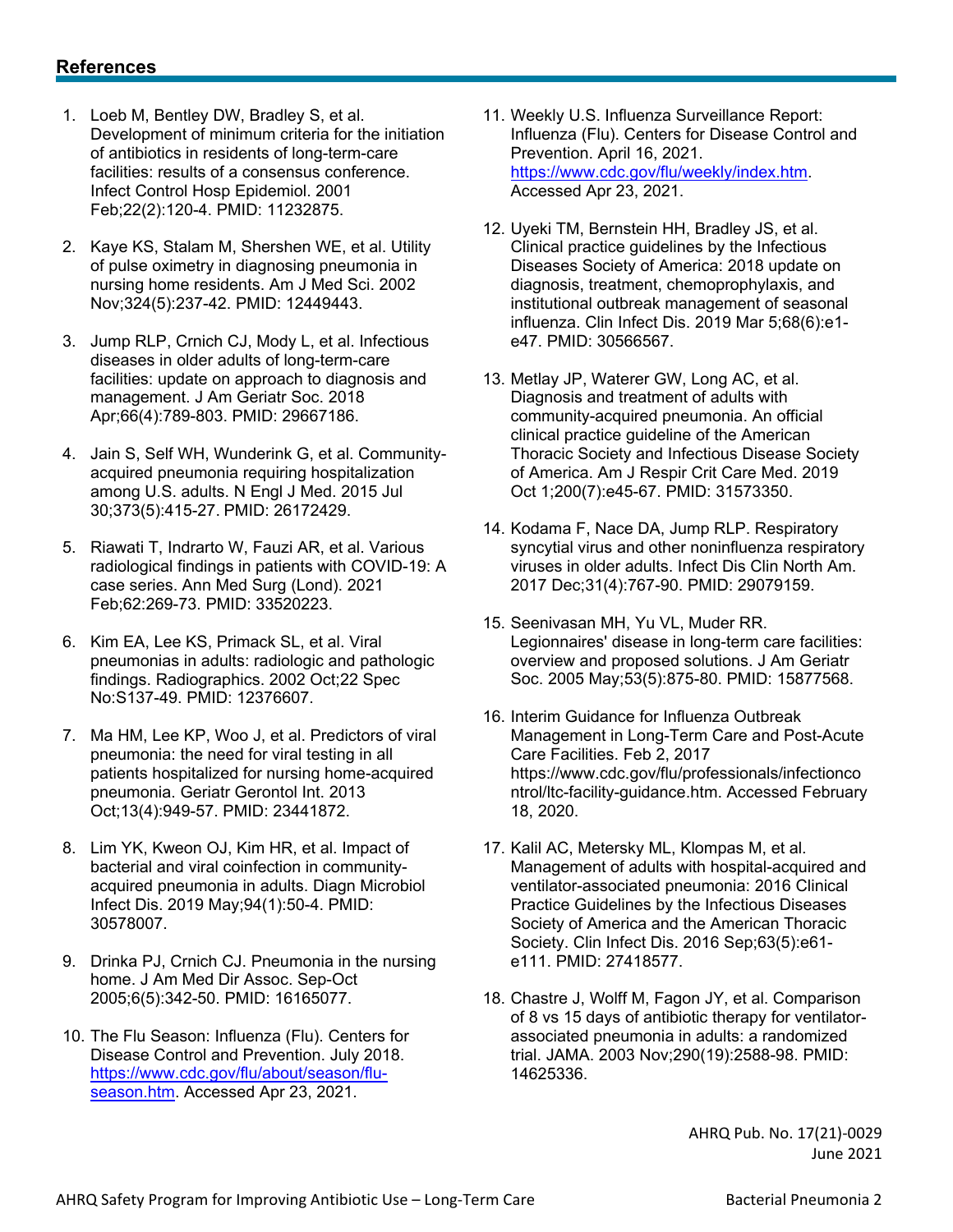## References

1. Loeb M, Bentley DW, Bradley S, et al. Development of minimum criteria for the initiation of antibiotics in residents of long-term-care facilities: results of a consensus conference. Infect Control Hosp Epidemiol. 2001 Feb;22(2):120-4. PMID: 11232875.
2. Kaye KS, Stalam M, Shershen WE, et al. Utility of pulse oximetry in diagnosing pneumonia in nursing home residents. Am J Med Sci. 2002 Nov;324(5):237-42. PMID: 12449443.
3. Jump RLP, Crnich CJ, Mody L, et al. Infectious diseases in older adults of long-term-care facilities: update on approach to diagnosis and management. J Am Geriatr Soc. 2018 Apr;66(4):789-803. PMID: 29667186.
4. Jain S, Self WH, Wunderink G, et al. Community-acquired pneumonia requiring hospitalization among U.S. adults. N Engl J Med. 2015 Jul 30;373(5):415-27. PMID: 26172429.
5. Riawati T, Indrarto W, Fauzi AR, et al. Various radiological findings in patients with COVID-19: A case series. Ann Med Surg (Lond). 2021 Feb;62:269-73. PMID: 33520223.
6. Kim EA, Lee KS, Primack SL, et al. Viral pneumonias in adults: radiologic and pathologic findings. Radiographics. 2002 Oct;22 Spec No:S137-49. PMID: 12376607.
7. Ma HM, Lee KP, Woo J, et al. Predictors of viral pneumonia: the need for viral testing in all patients hospitalized for nursing home-acquired pneumonia. Geriatr Gerontol Int. 2013 Oct;13(4):949-57. PMID: 23441872.
8. Lim YK, Kweon OJ, Kim HR, et al. Impact of bacterial and viral coinfection in community-acquired pneumonia in adults. Diagn Microbiol Infect Dis. 2019 May;94(1):50-4. PMID: 30578007.
9. Drinka PJ, Crnich CJ. Pneumonia in the nursing home. J Am Med Dir Assoc. Sep-Oct 2005;6(5):342-50. PMID: 16165077.
10. The Flu Season: Influenza (Flu). Centers for Disease Control and Prevention. July 2018. https://www.cdc.gov/flu/about/season/flu-season.htm. Accessed Apr 23, 2021.
11. Weekly U.S. Influenza Surveillance Report: Influenza (Flu). Centers for Disease Control and Prevention. April 16, 2021. https://www.cdc.gov/flu/weekly/index.htm. Accessed Apr 23, 2021.
12. Uyeki TM, Bernstein HH, Bradley JS, et al. Clinical practice guidelines by the Infectious Diseases Society of America: 2018 update on diagnosis, treatment, chemoprophylaxis, and institutional outbreak management of seasonal influenza. Clin Infect Dis. 2019 Mar 5;68(6):e1-e47. PMID: 30566567.
13. Metlay JP, Waterer GW, Long AC, et al. Diagnosis and treatment of adults with community-acquired pneumonia. An official clinical practice guideline of the American Thoracic Society and Infectious Disease Society of America. Am J Respir Crit Care Med. 2019 Oct 1;200(7):e45-67. PMID: 31573350.
14. Kodama F, Nace DA, Jump RLP. Respiratory syncytial virus and other noninfluenza respiratory viruses in older adults. Infect Dis Clin North Am. 2017 Dec;31(4):767-90. PMID: 29079159.
15. Seenivasan MH, Yu VL, Muder RR. Legionnaires' disease in long-term care facilities: overview and proposed solutions. J Am Geriatr Soc. 2005 May;53(5):875-80. PMID: 15877568.
16. Interim Guidance for Influenza Outbreak Management in Long-Term Care and Post-Acute Care Facilities. Feb 2, 2017 https://www.cdc.gov/flu/professionals/infectioncontrol/ltc-facility-guidance.htm. Accessed February 18, 2020.
17. Kalil AC, Metersky ML, Klompas M, et al. Management of adults with hospital-acquired and ventilator-associated pneumonia: 2016 Clinical Practice Guidelines by the Infectious Diseases Society of America and the American Thoracic Society. Clin Infect Dis. 2016 Sep;63(5):e61-e111. PMID: 27418577.
18. Chastre J, Wolff M, Fagon JY, et al. Comparison of 8 vs 15 days of antibiotic therapy for ventilator-associated pneumonia in adults: a randomized trial. JAMA. 2003 Nov;290(19):2588-98. PMID: 14625336.

AHRQ Pub. No. 17(21)-0029
June 2021